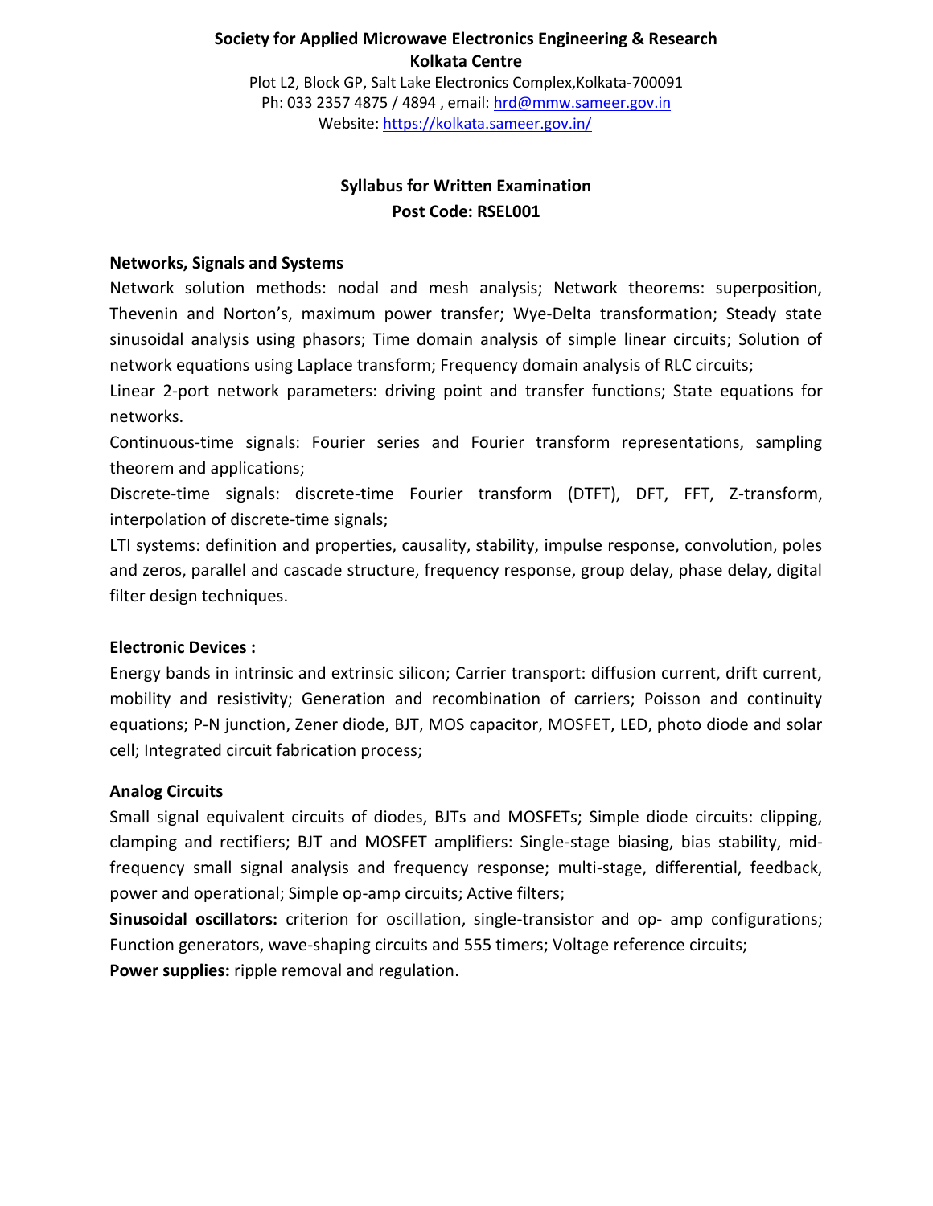**Society for Applied Microwave Electronics Engineering & Research**
**Kolkata Centre**

Plot L2, Block GP, Salt Lake Electronics Complex,Kolkata-700091
Ph: 033 2357 4875 / 4894 , email: [hrd@mmw.sameer.gov.in](mailto:hrd@mmw.sameer.gov.in)
Website: [https://kolkata.sameer.gov.in/](https://kolkata.sameer.gov.in/)

## Syllabus for Written Examination
## Post Code: RSEL001

### Networks, Signals and Systems

Network solution methods: nodal and mesh analysis; Network theorems: superposition, Thevenin and Norton's, maximum power transfer; Wye-Delta transformation; Steady state sinusoidal analysis using phasors; Time domain analysis of simple linear circuits; Solution of network equations using Laplace transform; Frequency domain analysis of RLC circuits;

Linear 2-port network parameters: driving point and transfer functions; State equations for networks.

Continuous-time signals: Fourier series and Fourier transform representations, sampling theorem and applications;

Discrete-time signals: discrete-time Fourier transform (DTFT), DFT, FFT, Z-transform, interpolation of discrete-time signals;

LTI systems: definition and properties, causality, stability, impulse response, convolution, poles and zeros, parallel and cascade structure, frequency response, group delay, phase delay, digital filter design techniques.

### Electronic Devices :

Energy bands in intrinsic and extrinsic silicon; Carrier transport: diffusion current, drift current, mobility and resistivity; Generation and recombination of carriers; Poisson and continuity equations; P-N junction, Zener diode, BJT, MOS capacitor, MOSFET, LED, photo diode and solar cell; Integrated circuit fabrication process;

### Analog Circuits

Small signal equivalent circuits of diodes, BJTs and MOSFETs; Simple diode circuits: clipping, clamping and rectifiers; BJT and MOSFET amplifiers: Single-stage biasing, bias stability, mid-frequency small signal analysis and frequency response; multi-stage, differential, feedback, power and operational; Simple op-amp circuits; Active filters;

**Sinusoidal oscillators:** criterion for oscillation, single-transistor and op- amp configurations; Function generators, wave-shaping circuits and 555 timers; Voltage reference circuits;

**Power supplies:** ripple removal and regulation.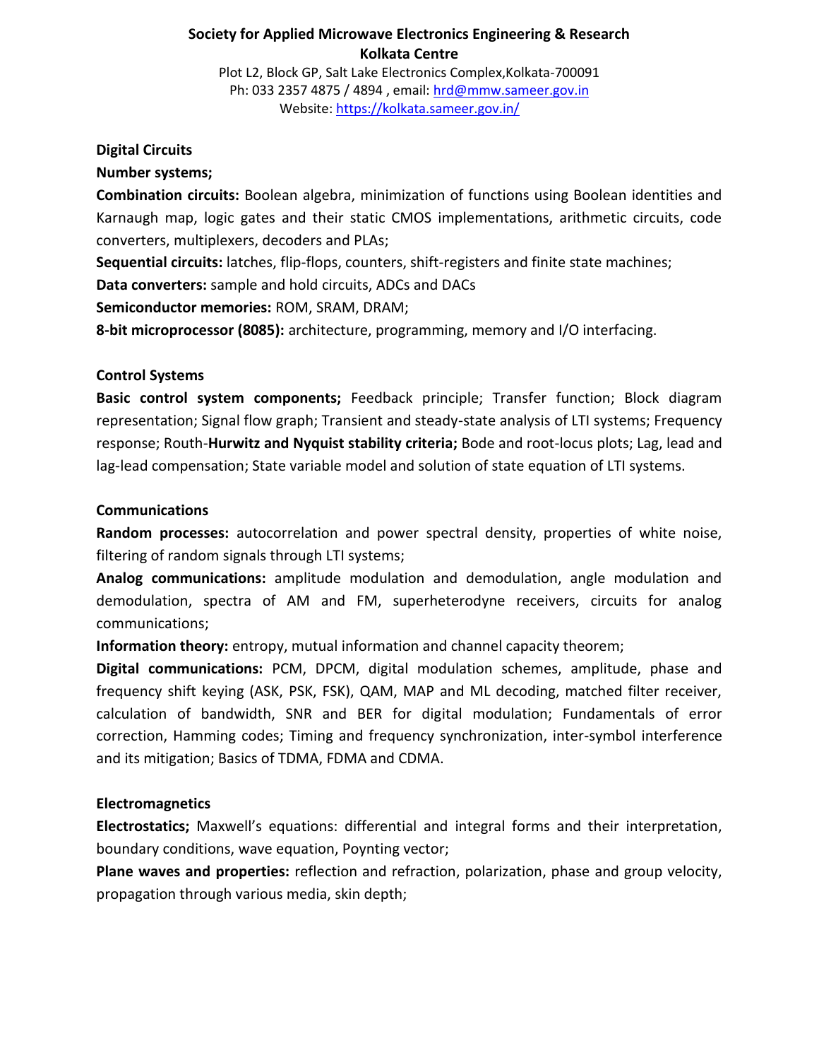**Society for Applied Microwave Electronics Engineering & Research**
**Kolkata Centre**

Plot L2, Block GP, Salt Lake Electronics Complex,Kolkata-700091
Ph: 033 2357 4875 / 4894 , email: hrd@mmw.sameer.gov.in
Website: https://kolkata.sameer.gov.in/

**Digital Circuits**

**Number systems;**

**Combination circuits:** Boolean algebra, minimization of functions using Boolean identities and Karnaugh map, logic gates and their static CMOS implementations, arithmetic circuits, code converters, multiplexers, decoders and PLAs;

**Sequential circuits:** latches, flip-flops, counters, shift-registers and finite state machines;

**Data converters:** sample and hold circuits, ADCs and DACs

**Semiconductor memories:** ROM, SRAM, DRAM;

**8-bit microprocessor (8085):** architecture, programming, memory and I/O interfacing.

**Control Systems**

**Basic control system components;** Feedback principle; Transfer function; Block diagram representation; Signal flow graph; Transient and steady-state analysis of LTI systems; Frequency response; Routh-**Hurwitz and Nyquist stability criteria;** Bode and root-locus plots; Lag, lead and lag-lead compensation; State variable model and solution of state equation of LTI systems.

**Communications**

**Random processes:** autocorrelation and power spectral density, properties of white noise, filtering of random signals through LTI systems;

**Analog communications:** amplitude modulation and demodulation, angle modulation and demodulation, spectra of AM and FM, superheterodyne receivers, circuits for analog communications;

**Information theory:** entropy, mutual information and channel capacity theorem;

**Digital communications:** PCM, DPCM, digital modulation schemes, amplitude, phase and frequency shift keying (ASK, PSK, FSK), QAM, MAP and ML decoding, matched filter receiver, calculation of bandwidth, SNR and BER for digital modulation; Fundamentals of error correction, Hamming codes; Timing and frequency synchronization, inter-symbol interference and its mitigation; Basics of TDMA, FDMA and CDMA.

**Electromagnetics**

**Electrostatics;** Maxwell's equations: differential and integral forms and their interpretation, boundary conditions, wave equation, Poynting vector;

**Plane waves and properties:** reflection and refraction, polarization, phase and group velocity, propagation through various media, skin depth;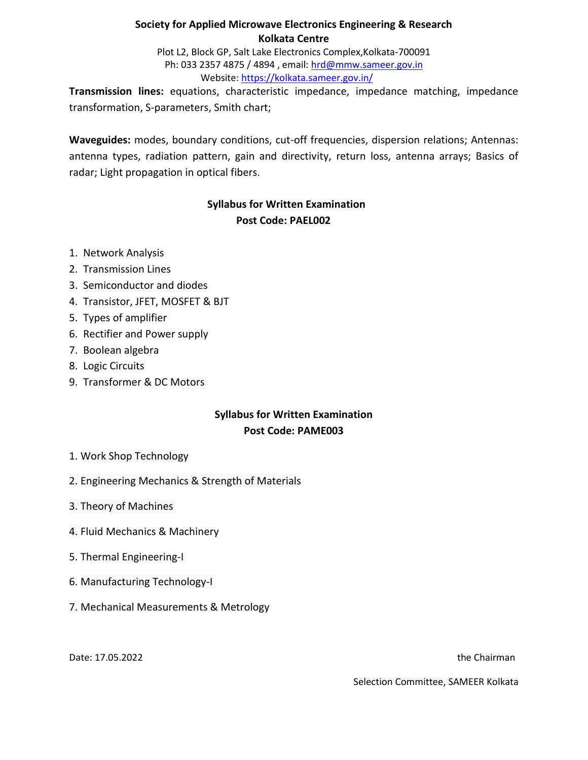**Transmission lines:** equations, characteristic impedance, impedance matching, impedance transformation, S-parameters, Smith chart;

**Waveguides:** modes, boundary conditions, cut-off frequencies, dispersion relations; Antennas: antenna types, radiation pattern, gain and directivity, return loss, antenna arrays; Basics of radar; Light propagation in optical fibers.

## Syllabus for Written Examination
## Post Code: PAEL002

1. Network Analysis
2. Transmission Lines
3. Semiconductor and diodes
4. Transistor, JFET, MOSFET & BJT
5. Types of amplifier
6. Rectifier and Power supply
7. Boolean algebra
8. Logic Circuits
9. Transformer & DC Motors

## Syllabus for Written Examination
## Post Code: PAME003

1. Work Shop Technology
2. Engineering Mechanics & Strength of Materials
3. Theory of Machines
4. Fluid Mechanics & Machinery
5. Thermal Engineering-I
6. Manufacturing Technology-I
7. Mechanical Measurements & Metrology

Date: 17.05.2022

the Chairman

Selection Committee, SAMEER Kolkata